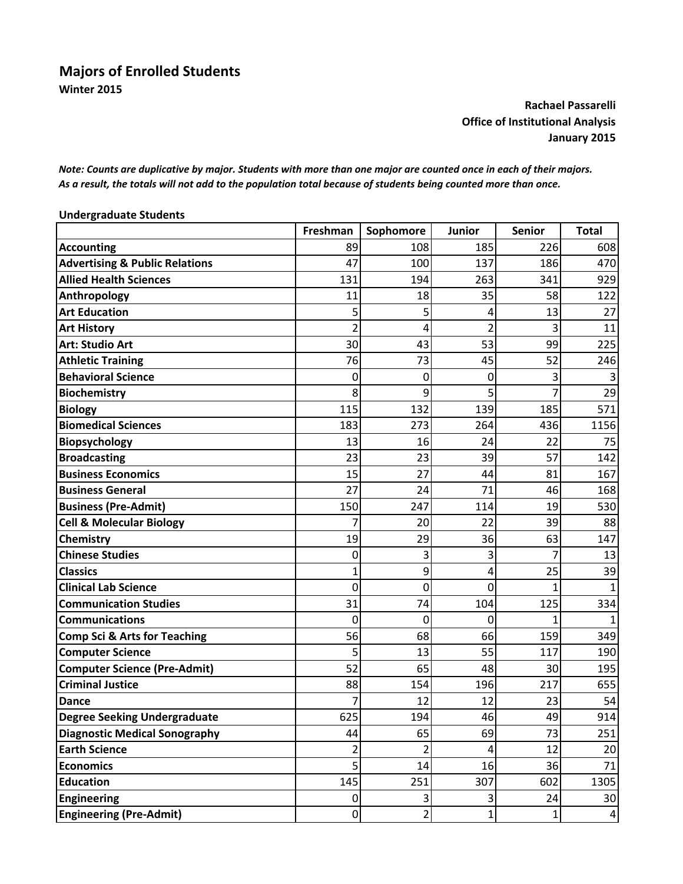# Majors of Enrolled Students

**Winter 2015**

**Rachael Passarelli**
**Office of Institutional Analysis**
**January 2015**

***Note: Counts are duplicative by major. Students with more than one major are counted once in each of their majors. As a result, the totals will not add to the population total because of students being counted more than once.***

**Undergraduate Students**

| | Freshman | Sophomore | Junior | Senior | Total |
|---|---|---|---|---|---|
| **Accounting** | 89 | 108 | 185 | 226 | 608 |
| **Advertising & Public Relations** | 47 | 100 | 137 | 186 | 470 |
| **Allied Health Sciences** | 131 | 194 | 263 | 341 | 929 |
| **Anthropology** | 11 | 18 | 35 | 58 | 122 |
| **Art Education** | 5 | 5 | 4 | 13 | 27 |
| **Art History** | 2 | 4 | 2 | 3 | 11 |
| **Art: Studio Art** | 30 | 43 | 53 | 99 | 225 |
| **Athletic Training** | 76 | 73 | 45 | 52 | 246 |
| **Behavioral Science** | 0 | 0 | 0 | 3 | 3 |
| **Biochemistry** | 8 | 9 | 5 | 7 | 29 |
| **Biology** | 115 | 132 | 139 | 185 | 571 |
| **Biomedical Sciences** | 183 | 273 | 264 | 436 | 1156 |
| **Biopsychology** | 13 | 16 | 24 | 22 | 75 |
| **Broadcasting** | 23 | 23 | 39 | 57 | 142 |
| **Business Economics** | 15 | 27 | 44 | 81 | 167 |
| **Business General** | 27 | 24 | 71 | 46 | 168 |
| **Business (Pre-Admit)** | 150 | 247 | 114 | 19 | 530 |
| **Cell & Molecular Biology** | 7 | 20 | 22 | 39 | 88 |
| **Chemistry** | 19 | 29 | 36 | 63 | 147 |
| **Chinese Studies** | 0 | 3 | 3 | 7 | 13 |
| **Classics** | 1 | 9 | 4 | 25 | 39 |
| **Clinical Lab Science** | 0 | 0 | 0 | 1 | 1 |
| **Communication Studies** | 31 | 74 | 104 | 125 | 334 |
| **Communications** | 0 | 0 | 0 | 1 | 1 |
| **Comp Sci & Arts for Teaching** | 56 | 68 | 66 | 159 | 349 |
| **Computer Science** | 5 | 13 | 55 | 117 | 190 |
| **Computer Science (Pre-Admit)** | 52 | 65 | 48 | 30 | 195 |
| **Criminal Justice** | 88 | 154 | 196 | 217 | 655 |
| **Dance** | 7 | 12 | 12 | 23 | 54 |
| **Degree Seeking Undergraduate** | 625 | 194 | 46 | 49 | 914 |
| **Diagnostic Medical Sonography** | 44 | 65 | 69 | 73 | 251 |
| **Earth Science** | 2 | 2 | 4 | 12 | 20 |
| **Economics** | 5 | 14 | 16 | 36 | 71 |
| **Education** | 145 | 251 | 307 | 602 | 1305 |
| **Engineering** | 0 | 3 | 3 | 24 | 30 |
| **Engineering (Pre-Admit)** | 0 | 2 | 1 | 1 | 4 |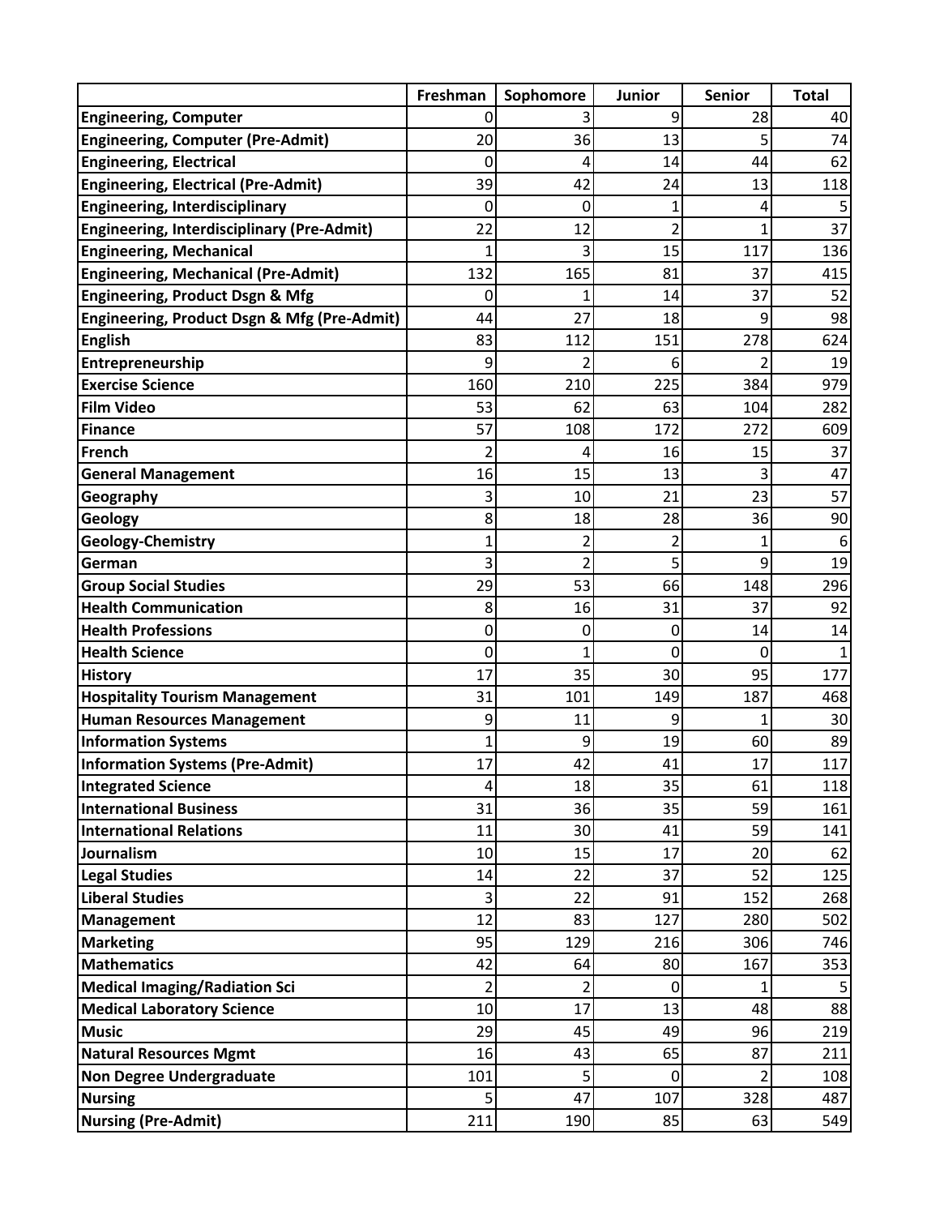| | Freshman | Sophomore | Junior | Senior | Total |
|---|---|---|---|---|---|
| **Engineering, Computer** | 0 | 3 | 9 | 28 | 40 |
| **Engineering, Computer (Pre-Admit)** | 20 | 36 | 13 | 5 | 74 |
| **Engineering, Electrical** | 0 | 4 | 14 | 44 | 62 |
| **Engineering, Electrical (Pre-Admit)** | 39 | 42 | 24 | 13 | 118 |
| **Engineering, Interdisciplinary** | 0 | 0 | 1 | 4 | 5 |
| **Engineering, Interdisciplinary (Pre-Admit)** | 22 | 12 | 2 | 1 | 37 |
| **Engineering, Mechanical** | 1 | 3 | 15 | 117 | 136 |
| **Engineering, Mechanical (Pre-Admit)** | 132 | 165 | 81 | 37 | 415 |
| **Engineering, Product Dsgn & Mfg** | 0 | 1 | 14 | 37 | 52 |
| **Engineering, Product Dsgn & Mfg (Pre-Admit)** | 44 | 27 | 18 | 9 | 98 |
| **English** | 83 | 112 | 151 | 278 | 624 |
| **Entrepreneurship** | 9 | 2 | 6 | 2 | 19 |
| **Exercise Science** | 160 | 210 | 225 | 384 | 979 |
| **Film Video** | 53 | 62 | 63 | 104 | 282 |
| **Finance** | 57 | 108 | 172 | 272 | 609 |
| **French** | 2 | 4 | 16 | 15 | 37 |
| **General Management** | 16 | 15 | 13 | 3 | 47 |
| **Geography** | 3 | 10 | 21 | 23 | 57 |
| **Geology** | 8 | 18 | 28 | 36 | 90 |
| **Geology-Chemistry** | 1 | 2 | 2 | 1 | 6 |
| **German** | 3 | 2 | 5 | 9 | 19 |
| **Group Social Studies** | 29 | 53 | 66 | 148 | 296 |
| **Health Communication** | 8 | 16 | 31 | 37 | 92 |
| **Health Professions** | 0 | 0 | 0 | 14 | 14 |
| **Health Science** | 0 | 1 | 0 | 0 | 1 |
| **History** | 17 | 35 | 30 | 95 | 177 |
| **Hospitality Tourism Management** | 31 | 101 | 149 | 187 | 468 |
| **Human Resources Management** | 9 | 11 | 9 | 1 | 30 |
| **Information Systems** | 1 | 9 | 19 | 60 | 89 |
| **Information Systems (Pre-Admit)** | 17 | 42 | 41 | 17 | 117 |
| **Integrated Science** | 4 | 18 | 35 | 61 | 118 |
| **International Business** | 31 | 36 | 35 | 59 | 161 |
| **International Relations** | 11 | 30 | 41 | 59 | 141 |
| **Journalism** | 10 | 15 | 17 | 20 | 62 |
| **Legal Studies** | 14 | 22 | 37 | 52 | 125 |
| **Liberal Studies** | 3 | 22 | 91 | 152 | 268 |
| **Management** | 12 | 83 | 127 | 280 | 502 |
| **Marketing** | 95 | 129 | 216 | 306 | 746 |
| **Mathematics** | 42 | 64 | 80 | 167 | 353 |
| **Medical Imaging/Radiation Sci** | 2 | 2 | 0 | 1 | 5 |
| **Medical Laboratory Science** | 10 | 17 | 13 | 48 | 88 |
| **Music** | 29 | 45 | 49 | 96 | 219 |
| **Natural Resources Mgmt** | 16 | 43 | 65 | 87 | 211 |
| **Non Degree Undergraduate** | 101 | 5 | 0 | 2 | 108 |
| **Nursing** | 5 | 47 | 107 | 328 | 487 |
| **Nursing (Pre-Admit)** | 211 | 190 | 85 | 63 | 549 |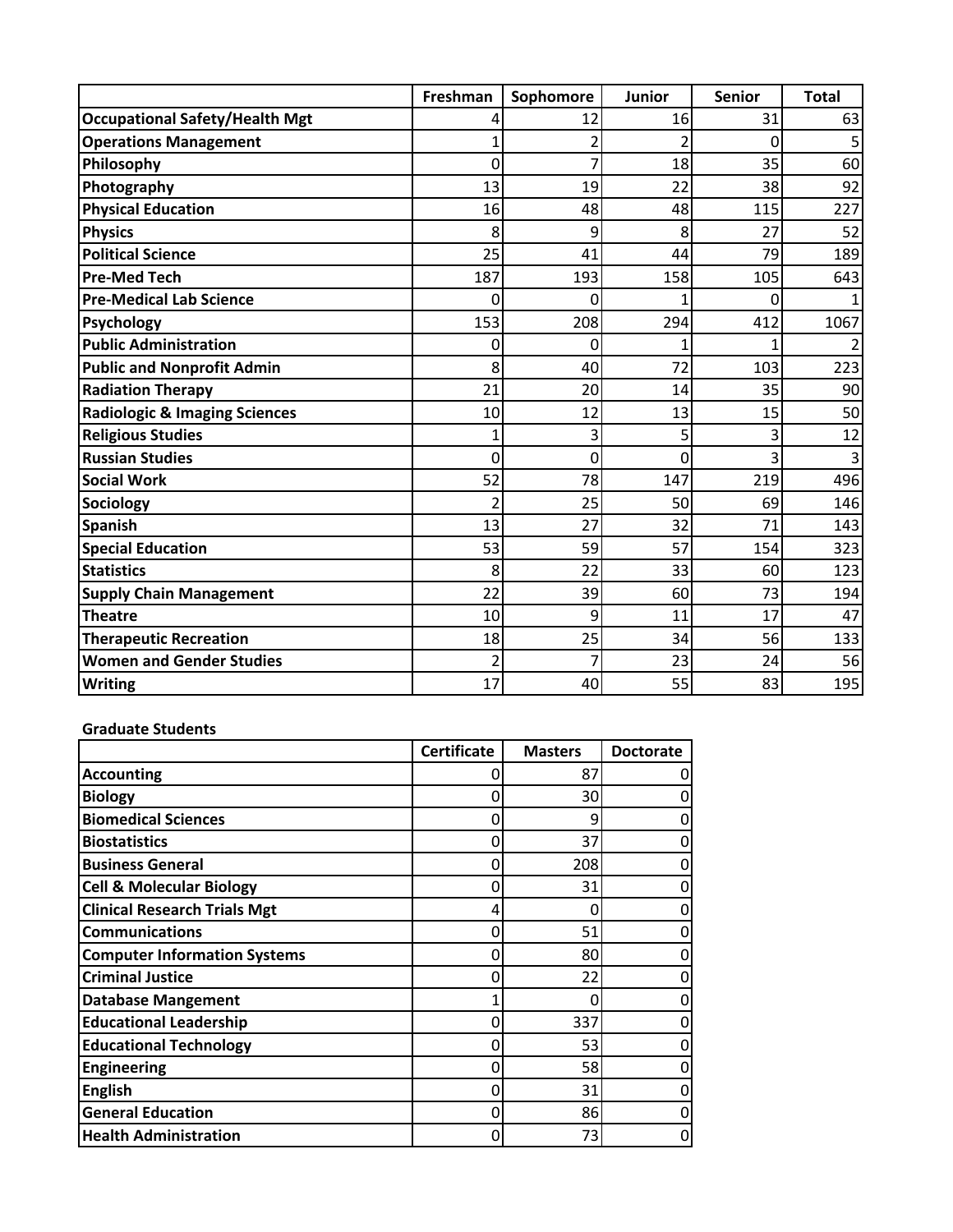| | Freshman | Sophomore | Junior | Senior | Total |
|---|---|---|---|---|---|
| **Occupational Safety/Health Mgt** | 4 | 12 | 16 | 31 | 63 |
| **Operations Management** | 1 | 2 | 2 | 0 | 5 |
| **Philosophy** | 0 | 7 | 18 | 35 | 60 |
| **Photography** | 13 | 19 | 22 | 38 | 92 |
| **Physical Education** | 16 | 48 | 48 | 115 | 227 |
| **Physics** | 8 | 9 | 8 | 27 | 52 |
| **Political Science** | 25 | 41 | 44 | 79 | 189 |
| **Pre-Med Tech** | 187 | 193 | 158 | 105 | 643 |
| **Pre-Medical Lab Science** | 0 | 0 | 1 | 0 | 1 |
| **Psychology** | 153 | 208 | 294 | 412 | 1067 |
| **Public Administration** | 0 | 0 | 1 | 1 | 2 |
| **Public and Nonprofit Admin** | 8 | 40 | 72 | 103 | 223 |
| **Radiation Therapy** | 21 | 20 | 14 | 35 | 90 |
| **Radiologic & Imaging Sciences** | 10 | 12 | 13 | 15 | 50 |
| **Religious Studies** | 1 | 3 | 5 | 3 | 12 |
| **Russian Studies** | 0 | 0 | 0 | 3 | 3 |
| **Social Work** | 52 | 78 | 147 | 219 | 496 |
| **Sociology** | 2 | 25 | 50 | 69 | 146 |
| **Spanish** | 13 | 27 | 32 | 71 | 143 |
| **Special Education** | 53 | 59 | 57 | 154 | 323 |
| **Statistics** | 8 | 22 | 33 | 60 | 123 |
| **Supply Chain Management** | 22 | 39 | 60 | 73 | 194 |
| **Theatre** | 10 | 9 | 11 | 17 | 47 |
| **Therapeutic Recreation** | 18 | 25 | 34 | 56 | 133 |
| **Women and Gender Studies** | 2 | 7 | 23 | 24 | 56 |
| **Writing** | 17 | 40 | 55 | 83 | 195 |

**Graduate Students**

| | Certificate | Masters | Doctorate |
|---|---|---|---|
| **Accounting** | 0 | 87 | 0 |
| **Biology** | 0 | 30 | 0 |
| **Biomedical Sciences** | 0 | 9 | 0 |
| **Biostatistics** | 0 | 37 | 0 |
| **Business General** | 0 | 208 | 0 |
| **Cell & Molecular Biology** | 0 | 31 | 0 |
| **Clinical Research Trials Mgt** | 4 | 0 | 0 |
| **Communications** | 0 | 51 | 0 |
| **Computer Information Systems** | 0 | 80 | 0 |
| **Criminal Justice** | 0 | 22 | 0 |
| **Database Mangement** | 1 | 0 | 0 |
| **Educational Leadership** | 0 | 337 | 0 |
| **Educational Technology** | 0 | 53 | 0 |
| **Engineering** | 0 | 58 | 0 |
| **English** | 0 | 31 | 0 |
| **General Education** | 0 | 86 | 0 |
| **Health Administration** | 0 | 73 | 0 |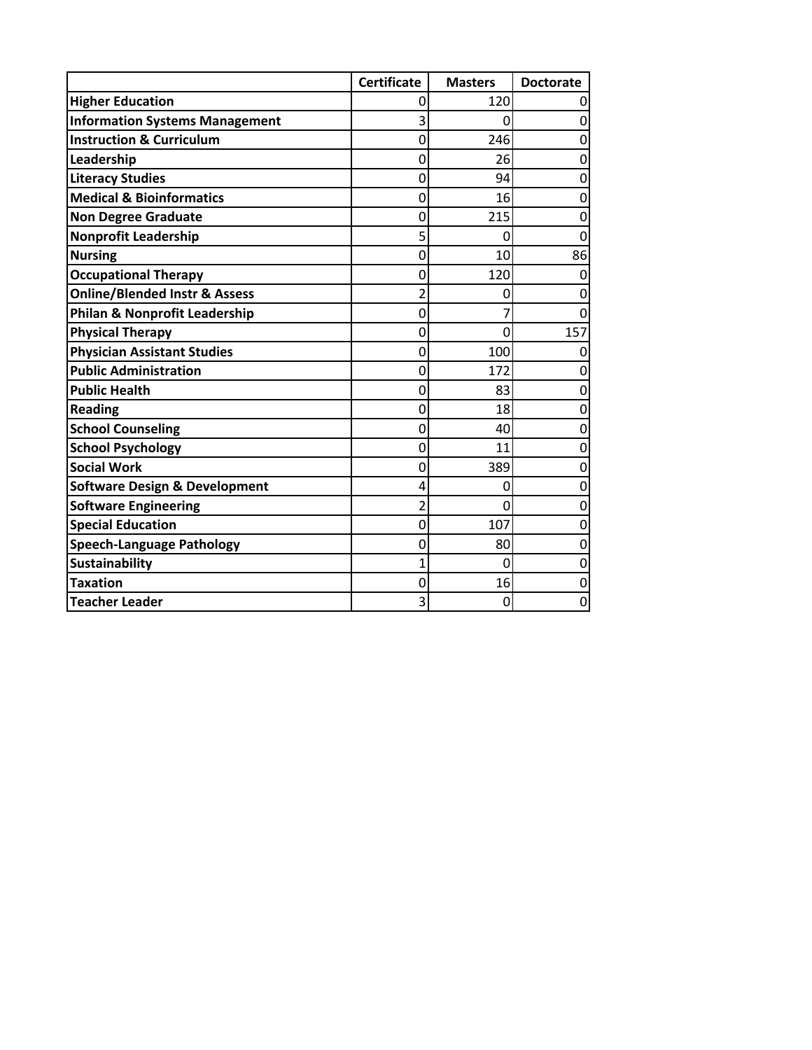| | Certificate | Masters | Doctorate |
|---|---|---|---|
| **Higher Education** | 0 | 120 | 0 |
| **Information Systems Management** | 3 | 0 | 0 |
| **Instruction & Curriculum** | 0 | 246 | 0 |
| **Leadership** | 0 | 26 | 0 |
| **Literacy Studies** | 0 | 94 | 0 |
| **Medical & Bioinformatics** | 0 | 16 | 0 |
| **Non Degree Graduate** | 0 | 215 | 0 |
| **Nonprofit Leadership** | 5 | 0 | 0 |
| **Nursing** | 0 | 10 | 86 |
| **Occupational Therapy** | 0 | 120 | 0 |
| **Online/Blended Instr & Assess** | 2 | 0 | 0 |
| **Philan & Nonprofit Leadership** | 0 | 7 | 0 |
| **Physical Therapy** | 0 | 0 | 157 |
| **Physician Assistant Studies** | 0 | 100 | 0 |
| **Public Administration** | 0 | 172 | 0 |
| **Public Health** | 0 | 83 | 0 |
| **Reading** | 0 | 18 | 0 |
| **School Counseling** | 0 | 40 | 0 |
| **School Psychology** | 0 | 11 | 0 |
| **Social Work** | 0 | 389 | 0 |
| **Software Design & Development** | 4 | 0 | 0 |
| **Software Engineering** | 2 | 0 | 0 |
| **Special Education** | 0 | 107 | 0 |
| **Speech-Language Pathology** | 0 | 80 | 0 |
| **Sustainability** | 1 | 0 | 0 |
| **Taxation** | 0 | 16 | 0 |
| **Teacher Leader** | 3 | 0 | 0 |